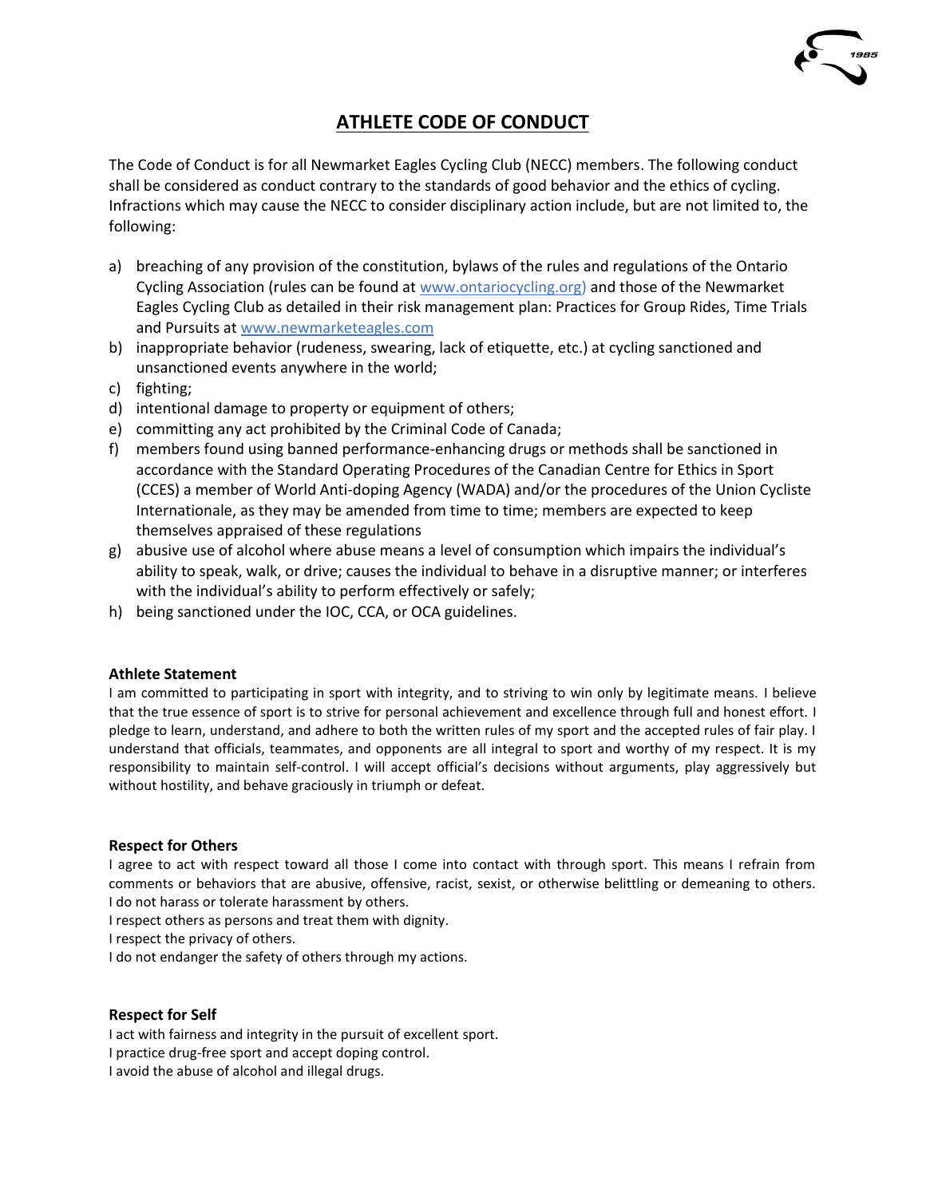# ATHLETE CODE OF CONDUCT

The Code of Conduct is for all Newmarket Eagles Cycling Club (NECC) members. The following conduct shall be considered as conduct contrary to the standards of good behavior and the ethics of cycling. Infractions which may cause the NECC to consider disciplinary action include, but are not limited to, the following:

a) breaching of any provision of the constitution, bylaws of the rules and regulations of the Ontario Cycling Association (rules can be found at www.ontariocycling.org) and those of the Newmarket Eagles Cycling Club as detailed in their risk management plan: Practices for Group Rides, Time Trials and Pursuits at www.newmarketeagles.com
b) inappropriate behavior (rudeness, swearing, lack of etiquette, etc.) at cycling sanctioned and unsanctioned events anywhere in the world;
c) fighting;
d) intentional damage to property or equipment of others;
e) committing any act prohibited by the Criminal Code of Canada;
f) members found using banned performance-enhancing drugs or methods shall be sanctioned in accordance with the Standard Operating Procedures of the Canadian Centre for Ethics in Sport (CCES) a member of World Anti-doping Agency (WADA) and/or the procedures of the Union Cycliste Internationale, as they may be amended from time to time; members are expected to keep themselves appraised of these regulations
g) abusive use of alcohol where abuse means a level of consumption which impairs the individual's ability to speak, walk, or drive; causes the individual to behave in a disruptive manner; or interferes with the individual's ability to perform effectively or safely;
h) being sanctioned under the IOC, CCA, or OCA guidelines.

### Athlete Statement

I am committed to participating in sport with integrity, and to striving to win only by legitimate means. I believe that the true essence of sport is to strive for personal achievement and excellence through full and honest effort. I pledge to learn, understand, and adhere to both the written rules of my sport and the accepted rules of fair play. I understand that officials, teammates, and opponents are all integral to sport and worthy of my respect. It is my responsibility to maintain self-control. I will accept official's decisions without arguments, play aggressively but without hostility, and behave graciously in triumph or defeat.

### Respect for Others

I agree to act with respect toward all those I come into contact with through sport. This means I refrain from comments or behaviors that are abusive, offensive, racist, sexist, or otherwise belittling or demeaning to others.
I do not harass or tolerate harassment by others.
I respect others as persons and treat them with dignity.
I respect the privacy of others.
I do not endanger the safety of others through my actions.

### Respect for Self

I act with fairness and integrity in the pursuit of excellent sport.
I practice drug-free sport and accept doping control.
I avoid the abuse of alcohol and illegal drugs.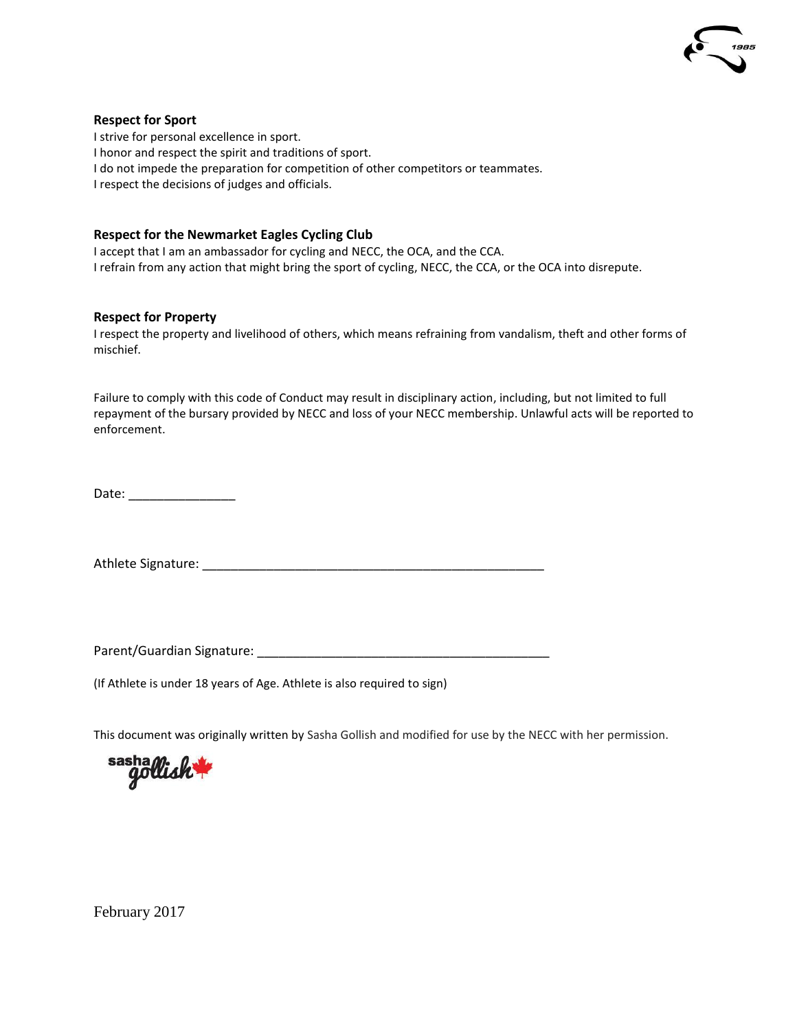**Respect for Sport**

I strive for personal excellence in sport.
I honor and respect the spirit and traditions of sport.
I do not impede the preparation for competition of other competitors or teammates.
I respect the decisions of judges and officials.

**Respect for the Newmarket Eagles Cycling Club**

I accept that I am an ambassador for cycling and NECC, the OCA, and the CCA.
I refrain from any action that might bring the sport of cycling, NECC, the CCA, or the OCA into disrepute.

**Respect for Property**

I respect the property and livelihood of others, which means refraining from vandalism, theft and other forms of mischief.

Failure to comply with this code of Conduct may result in disciplinary action, including, but not limited to full repayment of the bursary provided by NECC and loss of your NECC membership. Unlawful acts will be reported to enforcement.

Date: _______________

Athlete Signature: __________________________________________________

Parent/Guardian Signature: __________________________________________

(If Athlete is under 18 years of Age. Athlete is also required to sign)

This document was originally written by Sasha Gollish and modified for use by the NECC with her permission.

February 2017